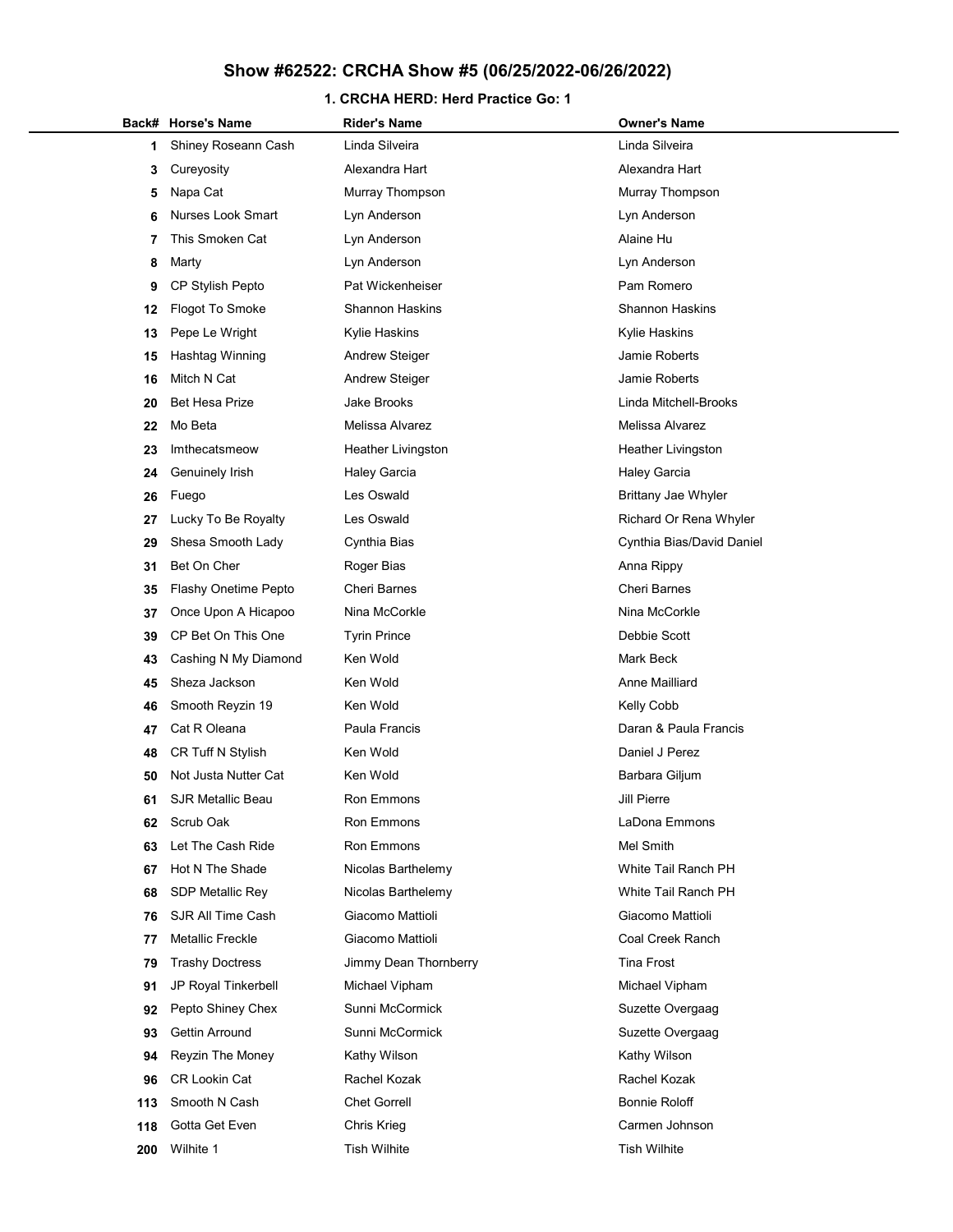# Show #62522: CRCHA Show #5 (06/25/2022-06/26/2022)

## 1. CRCHA HERD: Herd Practice Go: 1

| Back# | Horse's Name | Rider's Name | Owner's Name |
|---|---|---|---|
| 1 | Shiney Roseann Cash | Linda Silveira | Linda Silveira |
| 3 | Cureyosity | Alexandra Hart | Alexandra Hart |
| 5 | Napa Cat | Murray Thompson | Murray Thompson |
| 6 | Nurses Look Smart | Lyn Anderson | Lyn Anderson |
| 7 | This Smoken Cat | Lyn Anderson | Alaine Hu |
| 8 | Marty | Lyn Anderson | Lyn Anderson |
| 9 | CP Stylish Pepto | Pat Wickenheiser | Pam Romero |
| 12 | Flogot To Smoke | Shannon Haskins | Shannon Haskins |
| 13 | Pepe Le Wright | Kylie Haskins | Kylie Haskins |
| 15 | Hashtag Winning | Andrew Steiger | Jamie Roberts |
| 16 | Mitch N Cat | Andrew Steiger | Jamie Roberts |
| 20 | Bet Hesa Prize | Jake Brooks | Linda Mitchell-Brooks |
| 22 | Mo Beta | Melissa Alvarez | Melissa Alvarez |
| 23 | Imthecatsmeow | Heather Livingston | Heather Livingston |
| 24 | Genuinely Irish | Haley Garcia | Haley Garcia |
| 26 | Fuego | Les Oswald | Brittany Jae Whyler |
| 27 | Lucky To Be Royalty | Les Oswald | Richard Or Rena Whyler |
| 29 | Shesa Smooth Lady | Cynthia Bias | Cynthia Bias/David Daniel |
| 31 | Bet On Cher | Roger Bias | Anna Rippy |
| 35 | Flashy Onetime Pepto | Cheri Barnes | Cheri Barnes |
| 37 | Once Upon A Hicapoo | Nina McCorkle | Nina McCorkle |
| 39 | CP Bet On This One | Tyrin Prince | Debbie Scott |
| 43 | Cashing N My Diamond | Ken Wold | Mark Beck |
| 45 | Sheza Jackson | Ken Wold | Anne Mailliard |
| 46 | Smooth Reyzin 19 | Ken Wold | Kelly Cobb |
| 47 | Cat R Oleana | Paula Francis | Daran & Paula Francis |
| 48 | CR Tuff N Stylish | Ken Wold | Daniel J Perez |
| 50 | Not Justa Nutter Cat | Ken Wold | Barbara Giljum |
| 61 | SJR Metallic Beau | Ron Emmons | Jill Pierre |
| 62 | Scrub Oak | Ron Emmons | LaDona Emmons |
| 63 | Let The Cash Ride | Ron Emmons | Mel Smith |
| 67 | Hot N The Shade | Nicolas Barthelemy | White Tail Ranch PH |
| 68 | SDP Metallic Rey | Nicolas Barthelemy | White Tail Ranch PH |
| 76 | SJR All Time Cash | Giacomo Mattioli | Giacomo Mattioli |
| 77 | Metallic Freckle | Giacomo Mattioli | Coal Creek Ranch |
| 79 | Trashy Doctress | Jimmy Dean Thornberry | Tina Frost |
| 91 | JP Royal Tinkerbell | Michael Vipham | Michael Vipham |
| 92 | Pepto Shiney Chex | Sunni McCormick | Suzette Overgaag |
| 93 | Gettin Arround | Sunni McCormick | Suzette Overgaag |
| 94 | Reyzin The Money | Kathy Wilson | Kathy Wilson |
| 96 | CR Lookin Cat | Rachel Kozak | Rachel Kozak |
| 113 | Smooth N Cash | Chet Gorrell | Bonnie Roloff |
| 118 | Gotta Get Even | Chris Krieg | Carmen Johnson |
| 200 | Wilhite 1 | Tish Wilhite | Tish Wilhite |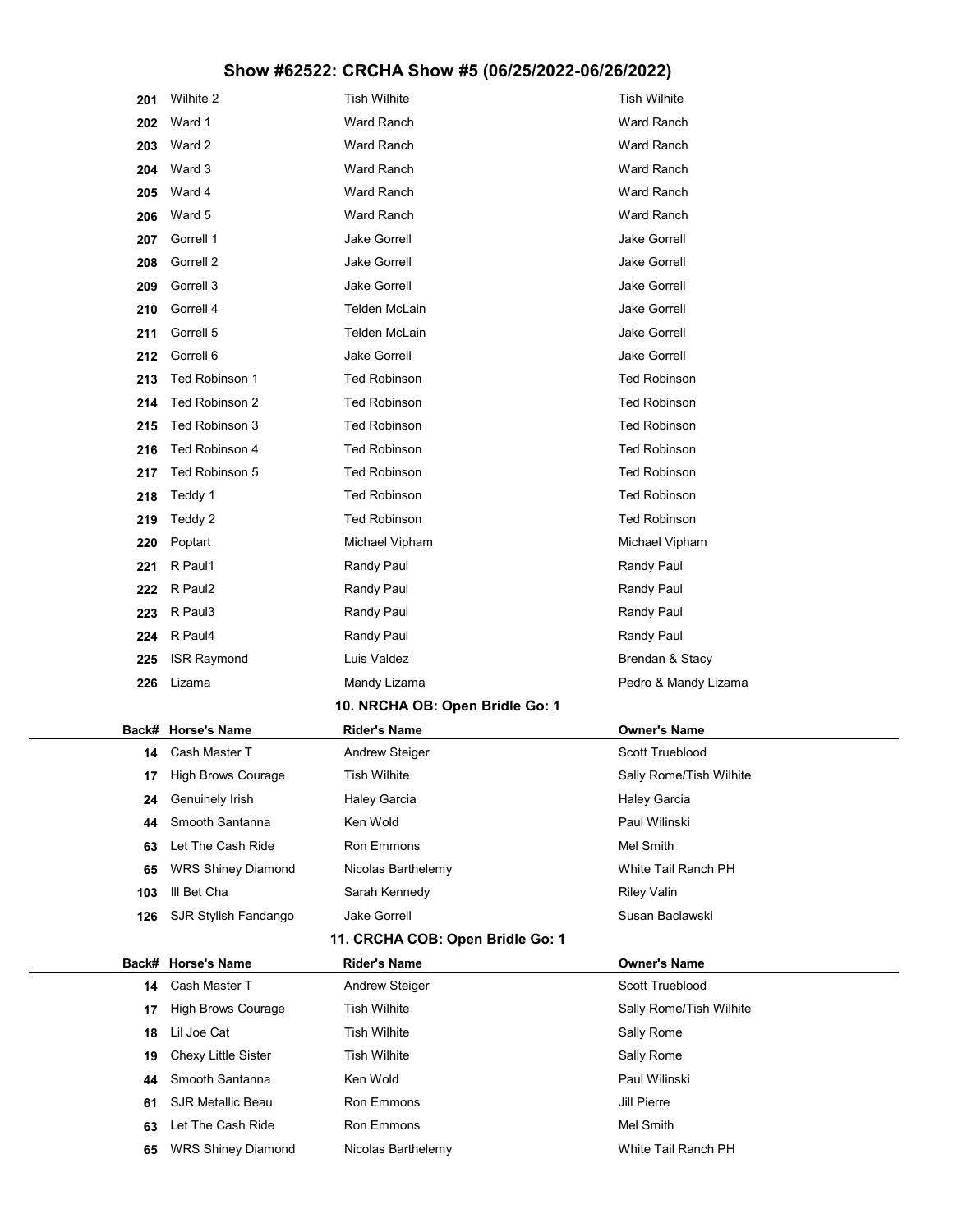# Show #62522: CRCHA Show #5 (06/25/2022-06/26/2022)

| Back# | Horse's Name | Rider's Name | Owner's Name |
|---|---|---|---|
| 201 | Wilhite 2 | Tish Wilhite | Tish Wilhite |
| 202 | Ward 1 | Ward Ranch | Ward Ranch |
| 203 | Ward 2 | Ward Ranch | Ward Ranch |
| 204 | Ward 3 | Ward Ranch | Ward Ranch |
| 205 | Ward 4 | Ward Ranch | Ward Ranch |
| 206 | Ward 5 | Ward Ranch | Ward Ranch |
| 207 | Gorrell 1 | Jake Gorrell | Jake Gorrell |
| 208 | Gorrell 2 | Jake Gorrell | Jake Gorrell |
| 209 | Gorrell 3 | Jake Gorrell | Jake Gorrell |
| 210 | Gorrell 4 | Telden McLain | Jake Gorrell |
| 211 | Gorrell 5 | Telden McLain | Jake Gorrell |
| 212 | Gorrell 6 | Jake Gorrell | Jake Gorrell |
| 213 | Ted Robinson 1 | Ted Robinson | Ted Robinson |
| 214 | Ted Robinson 2 | Ted Robinson | Ted Robinson |
| 215 | Ted Robinson 3 | Ted Robinson | Ted Robinson |
| 216 | Ted Robinson 4 | Ted Robinson | Ted Robinson |
| 217 | Ted Robinson 5 | Ted Robinson | Ted Robinson |
| 218 | Teddy 1 | Ted Robinson | Ted Robinson |
| 219 | Teddy 2 | Ted Robinson | Ted Robinson |
| 220 | Poptart | Michael Vipham | Michael Vipham |
| 221 | R Paul1 | Randy Paul | Randy Paul |
| 222 | R Paul2 | Randy Paul | Randy Paul |
| 223 | R Paul3 | Randy Paul | Randy Paul |
| 224 | R Paul4 | Randy Paul | Randy Paul |
| 225 | ISR Raymond | Luis Valdez | Brendan & Stacy |
| 226 | Lizama | Mandy Lizama | Pedro & Mandy Lizama |

## 10. NRCHA OB: Open Bridle Go: 1

| Back# | Horse's Name | Rider's Name | Owner's Name |
|---|---|---|---|
| 14 | Cash Master T | Andrew Steiger | Scott Trueblood |
| 17 | High Brows Courage | Tish Wilhite | Sally Rome/Tish Wilhite |
| 24 | Genuinely Irish | Haley Garcia | Haley Garcia |
| 44 | Smooth Santanna | Ken Wold | Paul Wilinski |
| 63 | Let The Cash Ride | Ron Emmons | Mel Smith |
| 65 | WRS Shiney Diamond | Nicolas Barthelemy | White Tail Ranch PH |
| 103 | Ill Bet Cha | Sarah Kennedy | Riley Valin |
| 126 | SJR Stylish Fandango | Jake Gorrell | Susan Baclawski |

## 11. CRCHA COB: Open Bridle Go: 1

| Back# | Horse's Name | Rider's Name | Owner's Name |
|---|---|---|---|
| 14 | Cash Master T | Andrew Steiger | Scott Trueblood |
| 17 | High Brows Courage | Tish Wilhite | Sally Rome/Tish Wilhite |
| 18 | Lil Joe Cat | Tish Wilhite | Sally Rome |
| 19 | Chexy Little Sister | Tish Wilhite | Sally Rome |
| 44 | Smooth Santanna | Ken Wold | Paul Wilinski |
| 61 | SJR Metallic Beau | Ron Emmons | Jill Pierre |
| 63 | Let The Cash Ride | Ron Emmons | Mel Smith |
| 65 | WRS Shiney Diamond | Nicolas Barthelemy | White Tail Ranch PH |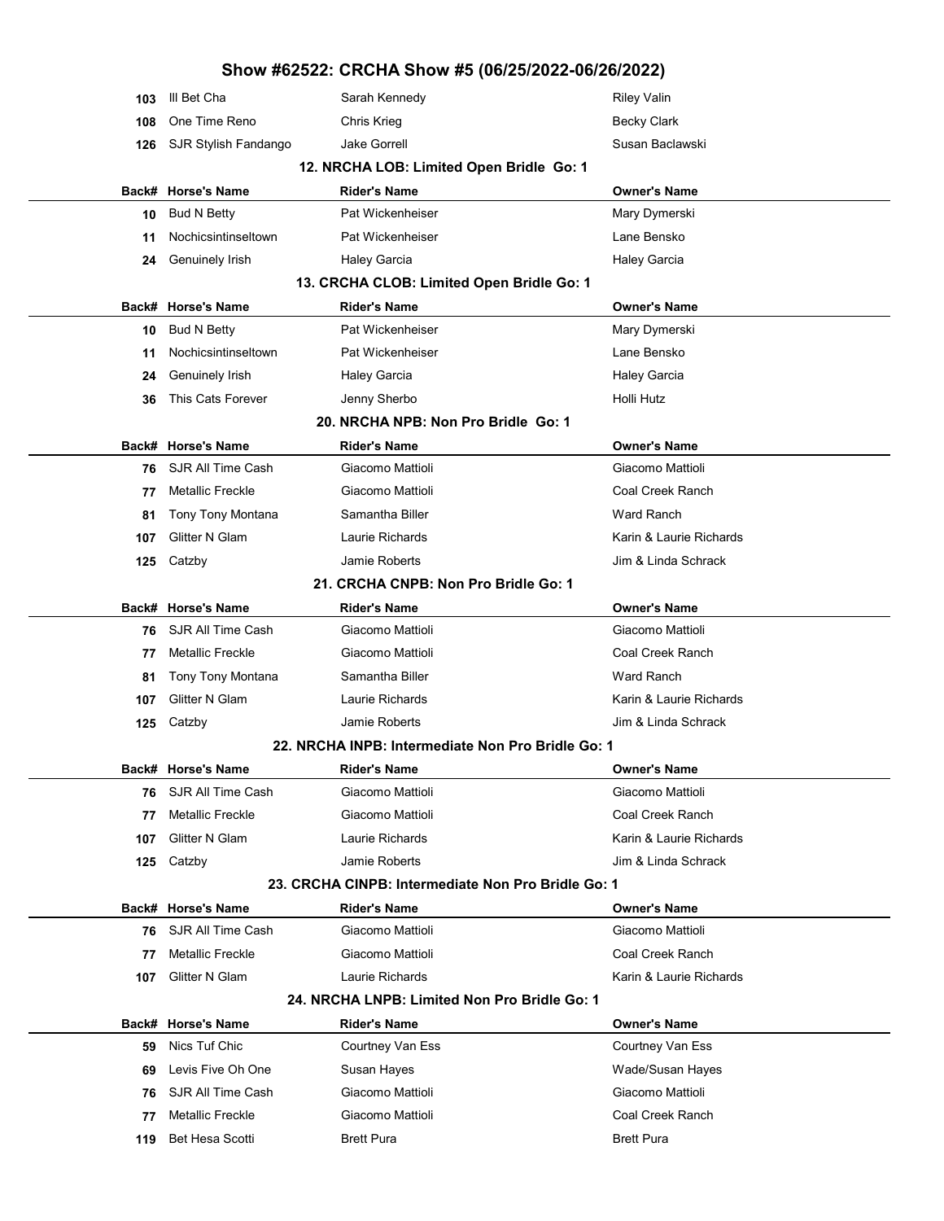# Show #62522: CRCHA Show #5 (06/25/2022-06/26/2022)

| Back# | Horse's Name | Rider's Name | Owner's Name |
|---|---|---|---|
| 103 | Ill Bet Cha | Sarah Kennedy | Riley Valin |
| 108 | One Time Reno | Chris Krieg | Becky Clark |
| 126 | SJR Stylish Fandango | Jake Gorrell | Susan Baclawski |

### 12. NRCHA LOB: Limited Open Bridle Go: 1

| Back# | Horse's Name | Rider's Name | Owner's Name |
|---|---|---|---|
| 10 | Bud N Betty | Pat Wickenheiser | Mary Dymerski |
| 11 | Nochicsintinseltown | Pat Wickenheiser | Lane Bensko |
| 24 | Genuinely Irish | Haley Garcia | Haley Garcia |

### 13. CRCHA CLOB: Limited Open Bridle Go: 1

| Back# | Horse's Name | Rider's Name | Owner's Name |
|---|---|---|---|
| 10 | Bud N Betty | Pat Wickenheiser | Mary Dymerski |
| 11 | Nochicsintinseltown | Pat Wickenheiser | Lane Bensko |
| 24 | Genuinely Irish | Haley Garcia | Haley Garcia |
| 36 | This Cats Forever | Jenny Sherbo | Holli Hutz |

### 20. NRCHA NPB: Non Pro Bridle Go: 1

| Back# | Horse's Name | Rider's Name | Owner's Name |
|---|---|---|---|
| 76 | SJR All Time Cash | Giacomo Mattioli | Giacomo Mattioli |
| 77 | Metallic Freckle | Giacomo Mattioli | Coal Creek Ranch |
| 81 | Tony Tony Montana | Samantha Biller | Ward Ranch |
| 107 | Glitter N Glam | Laurie Richards | Karin & Laurie Richards |
| 125 | Catzby | Jamie Roberts | Jim & Linda Schrack |

### 21. CRCHA CNPB: Non Pro Bridle Go: 1

| Back# | Horse's Name | Rider's Name | Owner's Name |
|---|---|---|---|
| 76 | SJR All Time Cash | Giacomo Mattioli | Giacomo Mattioli |
| 77 | Metallic Freckle | Giacomo Mattioli | Coal Creek Ranch |
| 81 | Tony Tony Montana | Samantha Biller | Ward Ranch |
| 107 | Glitter N Glam | Laurie Richards | Karin & Laurie Richards |
| 125 | Catzby | Jamie Roberts | Jim & Linda Schrack |

### 22. NRCHA INPB: Intermediate Non Pro Bridle Go: 1

| Back# | Horse's Name | Rider's Name | Owner's Name |
|---|---|---|---|
| 76 | SJR All Time Cash | Giacomo Mattioli | Giacomo Mattioli |
| 77 | Metallic Freckle | Giacomo Mattioli | Coal Creek Ranch |
| 107 | Glitter N Glam | Laurie Richards | Karin & Laurie Richards |
| 125 | Catzby | Jamie Roberts | Jim & Linda Schrack |

### 23. CRCHA CINPB: Intermediate Non Pro Bridle Go: 1

| Back# | Horse's Name | Rider's Name | Owner's Name |
|---|---|---|---|
| 76 | SJR All Time Cash | Giacomo Mattioli | Giacomo Mattioli |
| 77 | Metallic Freckle | Giacomo Mattioli | Coal Creek Ranch |
| 107 | Glitter N Glam | Laurie Richards | Karin & Laurie Richards |

### 24. NRCHA LNPB: Limited Non Pro Bridle Go: 1

| Back# | Horse's Name | Rider's Name | Owner's Name |
|---|---|---|---|
| 59 | Nics Tuf Chic | Courtney Van Ess | Courtney Van Ess |
| 69 | Levis Five Oh One | Susan Hayes | Wade/Susan Hayes |
| 76 | SJR All Time Cash | Giacomo Mattioli | Giacomo Mattioli |
| 77 | Metallic Freckle | Giacomo Mattioli | Coal Creek Ranch |
| 119 | Bet Hesa Scotti | Brett Pura | Brett Pura |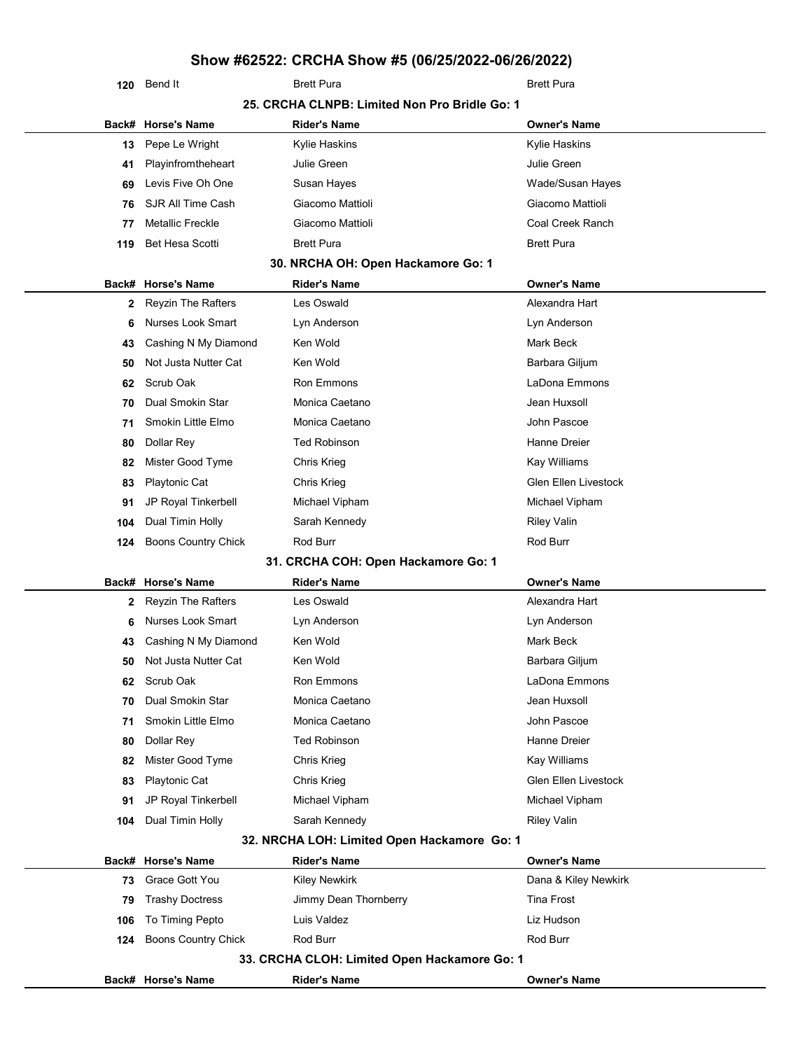# Show #62522: CRCHA Show #5 (06/25/2022-06/26/2022)

| | | | |
|---|---|---|---|
| 120 | Bend It | Brett Pura | Brett Pura |

### 25. CRCHA CLNPB: Limited Non Pro Bridle Go: 1

| Back# | Horse's Name | Rider's Name | Owner's Name |
|---|---|---|---|
| 13 | Pepe Le Wright | Kylie Haskins | Kylie Haskins |
| 41 | Playinfromtheheart | Julie Green | Julie Green |
| 69 | Levis Five Oh One | Susan Hayes | Wade/Susan Hayes |
| 76 | SJR All Time Cash | Giacomo Mattioli | Giacomo Mattioli |
| 77 | Metallic Freckle | Giacomo Mattioli | Coal Creek Ranch |
| 119 | Bet Hesa Scotti | Brett Pura | Brett Pura |

### 30. NRCHA OH: Open Hackamore Go: 1

| Back# | Horse's Name | Rider's Name | Owner's Name |
|---|---|---|---|
| 2 | Reyzin The Rafters | Les Oswald | Alexandra Hart |
| 6 | Nurses Look Smart | Lyn Anderson | Lyn Anderson |
| 43 | Cashing N My Diamond | Ken Wold | Mark Beck |
| 50 | Not Justa Nutter Cat | Ken Wold | Barbara Giljum |
| 62 | Scrub Oak | Ron Emmons | LaDona Emmons |
| 70 | Dual Smokin Star | Monica Caetano | Jean Huxsoll |
| 71 | Smokin Little Elmo | Monica Caetano | John Pascoe |
| 80 | Dollar Rey | Ted Robinson | Hanne Dreier |
| 82 | Mister Good Tyme | Chris Krieg | Kay Williams |
| 83 | Playtonic Cat | Chris Krieg | Glen Ellen Livestock |
| 91 | JP Royal Tinkerbell | Michael Vipham | Michael Vipham |
| 104 | Dual Timin Holly | Sarah Kennedy | Riley Valin |
| 124 | Boons Country Chick | Rod Burr | Rod Burr |

### 31. CRCHA COH: Open Hackamore Go: 1

| Back# | Horse's Name | Rider's Name | Owner's Name |
|---|---|---|---|
| 2 | Reyzin The Rafters | Les Oswald | Alexandra Hart |
| 6 | Nurses Look Smart | Lyn Anderson | Lyn Anderson |
| 43 | Cashing N My Diamond | Ken Wold | Mark Beck |
| 50 | Not Justa Nutter Cat | Ken Wold | Barbara Giljum |
| 62 | Scrub Oak | Ron Emmons | LaDona Emmons |
| 70 | Dual Smokin Star | Monica Caetano | Jean Huxsoll |
| 71 | Smokin Little Elmo | Monica Caetano | John Pascoe |
| 80 | Dollar Rey | Ted Robinson | Hanne Dreier |
| 82 | Mister Good Tyme | Chris Krieg | Kay Williams |
| 83 | Playtonic Cat | Chris Krieg | Glen Ellen Livestock |
| 91 | JP Royal Tinkerbell | Michael Vipham | Michael Vipham |
| 104 | Dual Timin Holly | Sarah Kennedy | Riley Valin |

### 32. NRCHA LOH: Limited Open Hackamore Go: 1

| Back# | Horse's Name | Rider's Name | Owner's Name |
|---|---|---|---|
| 73 | Grace Gott You | Kiley Newkirk | Dana & Kiley Newkirk |
| 79 | Trashy Doctress | Jimmy Dean Thornberry | Tina Frost |
| 106 | To Timing Pepto | Luis Valdez | Liz Hudson |
| 124 | Boons Country Chick | Rod Burr | Rod Burr |

### 33. CRCHA CLOH: Limited Open Hackamore Go: 1

| Back# | Horse's Name | Rider's Name | Owner's Name |
|---|---|---|---|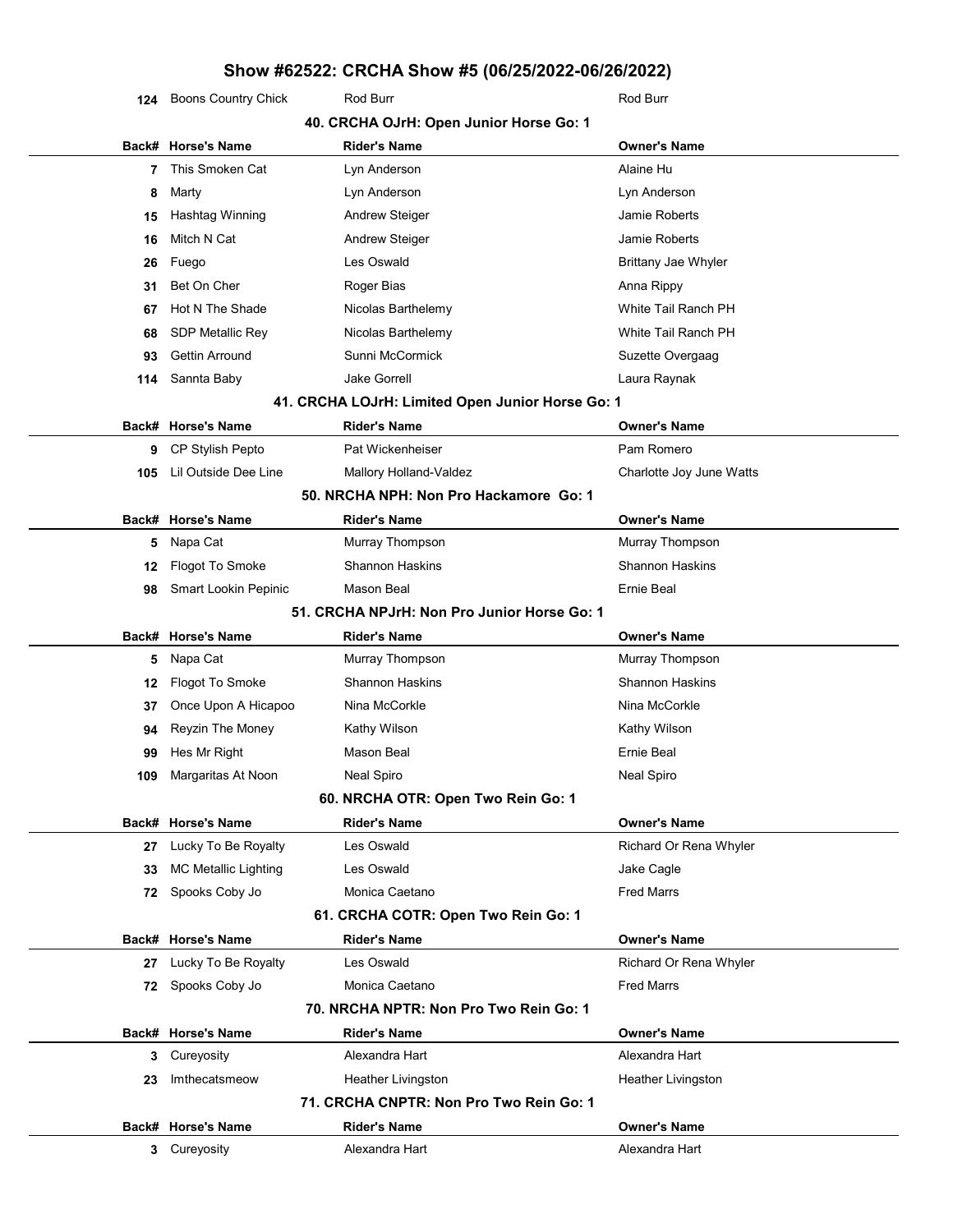# Show #62522: CRCHA Show #5 (06/25/2022-06/26/2022)

| Back# | Horse's Name | Rider's Name | Owner's Name |
|---|---|---|---|
| 124 | Boons Country Chick | Rod Burr | Rod Burr |

### 40. CRCHA OJrH: Open Junior Horse Go: 1

| Back# | Horse's Name | Rider's Name | Owner's Name |
|---|---|---|---|
| 7 | This Smoken Cat | Lyn Anderson | Alaine Hu |
| 8 | Marty | Lyn Anderson | Lyn Anderson |
| 15 | Hashtag Winning | Andrew Steiger | Jamie Roberts |
| 16 | Mitch N Cat | Andrew Steiger | Jamie Roberts |
| 26 | Fuego | Les Oswald | Brittany Jae Whyler |
| 31 | Bet On Cher | Roger Bias | Anna Rippy |
| 67 | Hot N The Shade | Nicolas Barthelemy | White Tail Ranch PH |
| 68 | SDP Metallic Rey | Nicolas Barthelemy | White Tail Ranch PH |
| 93 | Gettin Arround | Sunni McCormick | Suzette Overgaag |
| 114 | Sannta Baby | Jake Gorrell | Laura Raynak |

### 41. CRCHA LOJrH: Limited Open Junior Horse Go: 1

| Back# | Horse's Name | Rider's Name | Owner's Name |
|---|---|---|---|
| 9 | CP Stylish Pepto | Pat Wickenheiser | Pam Romero |
| 105 | Lil Outside Dee Line | Mallory Holland-Valdez | Charlotte Joy June Watts |

### 50. NRCHA NPH: Non Pro Hackamore Go: 1

| Back# | Horse's Name | Rider's Name | Owner's Name |
|---|---|---|---|
| 5 | Napa Cat | Murray Thompson | Murray Thompson |
| 12 | Flogot To Smoke | Shannon Haskins | Shannon Haskins |
| 98 | Smart Lookin Pepinic | Mason Beal | Ernie Beal |

### 51. CRCHA NPJrH: Non Pro Junior Horse Go: 1

| Back# | Horse's Name | Rider's Name | Owner's Name |
|---|---|---|---|
| 5 | Napa Cat | Murray Thompson | Murray Thompson |
| 12 | Flogot To Smoke | Shannon Haskins | Shannon Haskins |
| 37 | Once Upon A Hicapoo | Nina McCorkle | Nina McCorkle |
| 94 | Reyzin The Money | Kathy Wilson | Kathy Wilson |
| 99 | Hes Mr Right | Mason Beal | Ernie Beal |
| 109 | Margaritas At Noon | Neal Spiro | Neal Spiro |

### 60. NRCHA OTR: Open Two Rein Go: 1

| Back# | Horse's Name | Rider's Name | Owner's Name |
|---|---|---|---|
| 27 | Lucky To Be Royalty | Les Oswald | Richard Or Rena Whyler |
| 33 | MC Metallic Lighting | Les Oswald | Jake Cagle |
| 72 | Spooks Coby Jo | Monica Caetano | Fred Marrs |

### 61. CRCHA COTR: Open Two Rein Go: 1

| Back# | Horse's Name | Rider's Name | Owner's Name |
|---|---|---|---|
| 27 | Lucky To Be Royalty | Les Oswald | Richard Or Rena Whyler |
| 72 | Spooks Coby Jo | Monica Caetano | Fred Marrs |

### 70. NRCHA NPTR: Non Pro Two Rein Go: 1

| Back# | Horse's Name | Rider's Name | Owner's Name |
|---|---|---|---|
| 3 | Cureyosity | Alexandra Hart | Alexandra Hart |
| 23 | Imthecatsmeow | Heather Livingston | Heather Livingston |

### 71. CRCHA CNPTR: Non Pro Two Rein Go: 1

| Back# | Horse's Name | Rider's Name | Owner's Name |
|---|---|---|---|
| 3 | Cureyosity | Alexandra Hart | Alexandra Hart |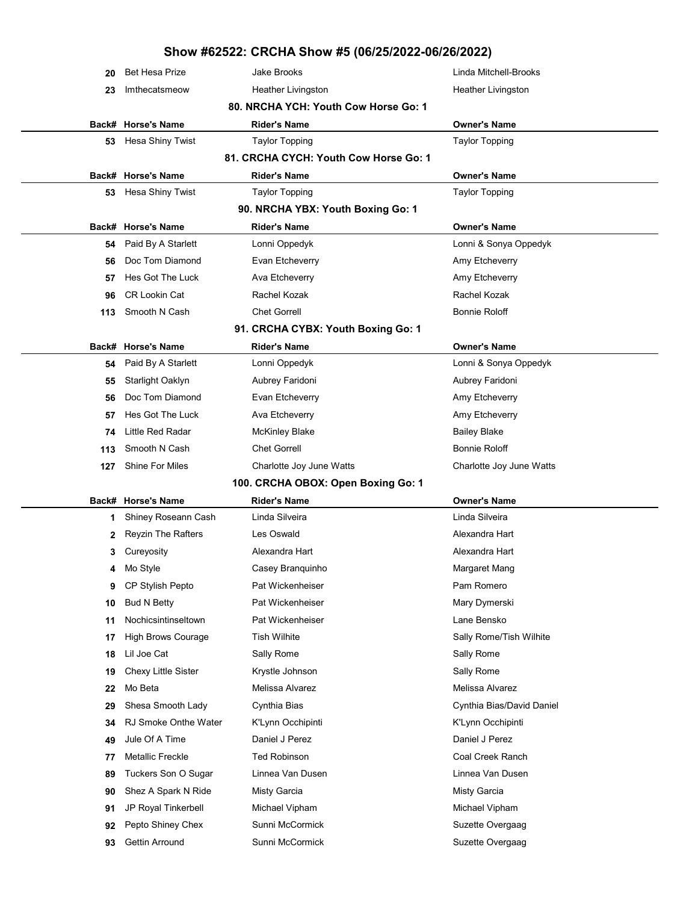# Show #62522: CRCHA Show #5 (06/25/2022-06/26/2022)

| Back# | Horse's Name | Rider's Name | Owner's Name |
|---|---|---|---|
| 20 | Bet Hesa Prize | Jake Brooks | Linda Mitchell-Brooks |
| 23 | Imthecatsmeow | Heather Livingston | Heather Livingston |

## 80. NRCHA YCH: Youth Cow Horse Go: 1

| Back# | Horse's Name | Rider's Name | Owner's Name |
|---|---|---|---|
| 53 | Hesa Shiny Twist | Taylor Topping | Taylor Topping |

## 81. CRCHA CYCH: Youth Cow Horse Go: 1

| Back# | Horse's Name | Rider's Name | Owner's Name |
|---|---|---|---|
| 53 | Hesa Shiny Twist | Taylor Topping | Taylor Topping |

## 90. NRCHA YBX: Youth Boxing Go: 1

| Back# | Horse's Name | Rider's Name | Owner's Name |
|---|---|---|---|
| 54 | Paid By A Starlett | Lonni Oppedyk | Lonni & Sonya Oppedyk |
| 56 | Doc Tom Diamond | Evan Etcheverry | Amy Etcheverry |
| 57 | Hes Got The Luck | Ava Etcheverry | Amy Etcheverry |
| 96 | CR Lookin Cat | Rachel Kozak | Rachel Kozak |
| 113 | Smooth N Cash | Chet Gorrell | Bonnie Roloff |

## 91. CRCHA CYBX: Youth Boxing Go: 1

| Back# | Horse's Name | Rider's Name | Owner's Name |
|---|---|---|---|
| 54 | Paid By A Starlett | Lonni Oppedyk | Lonni & Sonya Oppedyk |
| 55 | Starlight Oaklyn | Aubrey Faridoni | Aubrey Faridoni |
| 56 | Doc Tom Diamond | Evan Etcheverry | Amy Etcheverry |
| 57 | Hes Got The Luck | Ava Etcheverry | Amy Etcheverry |
| 74 | Little Red Radar | McKinley Blake | Bailey Blake |
| 113 | Smooth N Cash | Chet Gorrell | Bonnie Roloff |
| 127 | Shine For Miles | Charlotte Joy June Watts | Charlotte Joy June Watts |

## 100. CRCHA OBOX: Open Boxing Go: 1

| Back# | Horse's Name | Rider's Name | Owner's Name |
|---|---|---|---|
| 1 | Shiney Roseann Cash | Linda Silveira | Linda Silveira |
| 2 | Reyzin The Rafters | Les Oswald | Alexandra Hart |
| 3 | Cureyosity | Alexandra Hart | Alexandra Hart |
| 4 | Mo Style | Casey Branquinho | Margaret Mang |
| 9 | CP Stylish Pepto | Pat Wickenheiser | Pam Romero |
| 10 | Bud N Betty | Pat Wickenheiser | Mary Dymerski |
| 11 | Nochicsintinseltown | Pat Wickenheiser | Lane Bensko |
| 17 | High Brows Courage | Tish Wilhite | Sally Rome/Tish Wilhite |
| 18 | Lil Joe Cat | Sally Rome | Sally Rome |
| 19 | Chexy Little Sister | Krystle Johnson | Sally Rome |
| 22 | Mo Beta | Melissa Alvarez | Melissa Alvarez |
| 29 | Shesa Smooth Lady | Cynthia Bias | Cynthia Bias/David Daniel |
| 34 | RJ Smoke Onthe Water | K'Lynn Occhipinti | K'Lynn Occhipinti |
| 49 | Jule Of A Time | Daniel J Perez | Daniel J Perez |
| 77 | Metallic Freckle | Ted Robinson | Coal Creek Ranch |
| 89 | Tuckers Son O Sugar | Linnea Van Dusen | Linnea Van Dusen |
| 90 | Shez A Spark N Ride | Misty Garcia | Misty Garcia |
| 91 | JP Royal Tinkerbell | Michael Vipham | Michael Vipham |
| 92 | Pepto Shiney Chex | Sunni McCormick | Suzette Overgaag |
| 93 | Gettin Arround | Sunni McCormick | Suzette Overgaag |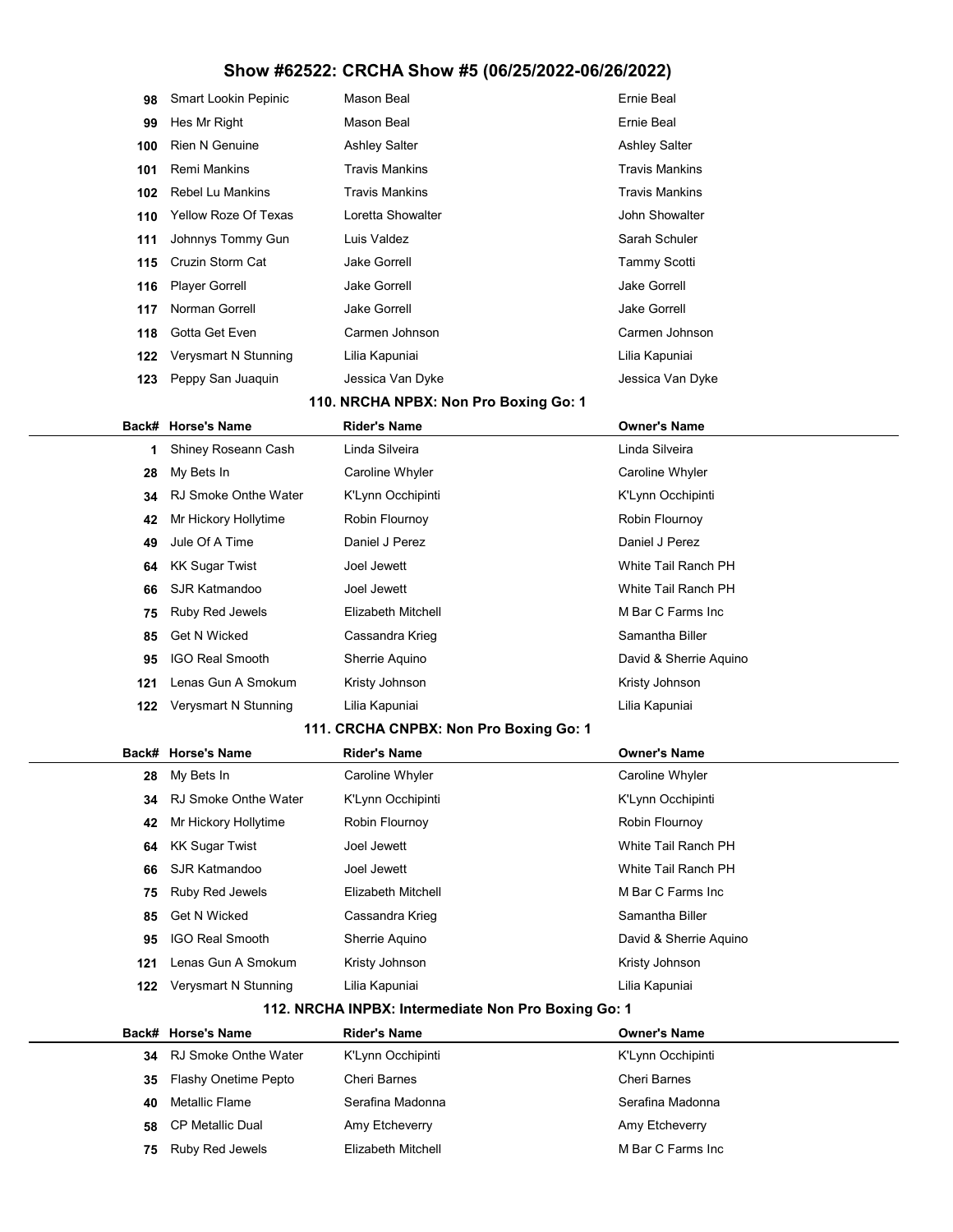# Show #62522: CRCHA Show #5 (06/25/2022-06/26/2022)

| Back# | Horse's Name | Rider's Name | Owner's Name |
|---|---|---|---|
| 98 | Smart Lookin Pepinic | Mason Beal | Ernie Beal |
| 99 | Hes Mr Right | Mason Beal | Ernie Beal |
| 100 | Rien N Genuine | Ashley Salter | Ashley Salter |
| 101 | Remi Mankins | Travis Mankins | Travis Mankins |
| 102 | Rebel Lu Mankins | Travis Mankins | Travis Mankins |
| 110 | Yellow Roze Of Texas | Loretta Showalter | John Showalter |
| 111 | Johnnys Tommy Gun | Luis Valdez | Sarah Schuler |
| 115 | Cruzin Storm Cat | Jake Gorrell | Tammy Scotti |
| 116 | Player Gorrell | Jake Gorrell | Jake Gorrell |
| 117 | Norman Gorrell | Jake Gorrell | Jake Gorrell |
| 118 | Gotta Get Even | Carmen Johnson | Carmen Johnson |
| 122 | Verysmart N Stunning | Lilia Kapuniai | Lilia Kapuniai |
| 123 | Peppy San Juaquin | Jessica Van Dyke | Jessica Van Dyke |

## 110. NRCHA NPBX: Non Pro Boxing Go: 1

| Back# | Horse's Name | Rider's Name | Owner's Name |
|---|---|---|---|
| 1 | Shiney Roseann Cash | Linda Silveira | Linda Silveira |
| 28 | My Bets In | Caroline Whyler | Caroline Whyler |
| 34 | RJ Smoke Onthe Water | K'Lynn Occhipinti | K'Lynn Occhipinti |
| 42 | Mr Hickory Hollytime | Robin Flournoy | Robin Flournoy |
| 49 | Jule Of A Time | Daniel J Perez | Daniel J Perez |
| 64 | KK Sugar Twist | Joel Jewett | White Tail Ranch PH |
| 66 | SJR Katmandoo | Joel Jewett | White Tail Ranch PH |
| 75 | Ruby Red Jewels | Elizabeth Mitchell | M Bar C Farms Inc |
| 85 | Get N Wicked | Cassandra Krieg | Samantha Biller |
| 95 | IGO Real Smooth | Sherrie Aquino | David & Sherrie Aquino |
| 121 | Lenas Gun A Smokum | Kristy Johnson | Kristy Johnson |
| 122 | Verysmart N Stunning | Lilia Kapuniai | Lilia Kapuniai |

## 111. CRCHA CNPBX: Non Pro Boxing Go: 1

| Back# | Horse's Name | Rider's Name | Owner's Name |
|---|---|---|---|
| 28 | My Bets In | Caroline Whyler | Caroline Whyler |
| 34 | RJ Smoke Onthe Water | K'Lynn Occhipinti | K'Lynn Occhipinti |
| 42 | Mr Hickory Hollytime | Robin Flournoy | Robin Flournoy |
| 64 | KK Sugar Twist | Joel Jewett | White Tail Ranch PH |
| 66 | SJR Katmandoo | Joel Jewett | White Tail Ranch PH |
| 75 | Ruby Red Jewels | Elizabeth Mitchell | M Bar C Farms Inc |
| 85 | Get N Wicked | Cassandra Krieg | Samantha Biller |
| 95 | IGO Real Smooth | Sherrie Aquino | David & Sherrie Aquino |
| 121 | Lenas Gun A Smokum | Kristy Johnson | Kristy Johnson |
| 122 | Verysmart N Stunning | Lilia Kapuniai | Lilia Kapuniai |

## 112. NRCHA INPBX: Intermediate Non Pro Boxing Go: 1

| Back# | Horse's Name | Rider's Name | Owner's Name |
|---|---|---|---|
| 34 | RJ Smoke Onthe Water | K'Lynn Occhipinti | K'Lynn Occhipinti |
| 35 | Flashy Onetime Pepto | Cheri Barnes | Cheri Barnes |
| 40 | Metallic Flame | Serafina Madonna | Serafina Madonna |
| 58 | CP Metallic Dual | Amy Etcheverry | Amy Etcheverry |
| 75 | Ruby Red Jewels | Elizabeth Mitchell | M Bar C Farms Inc |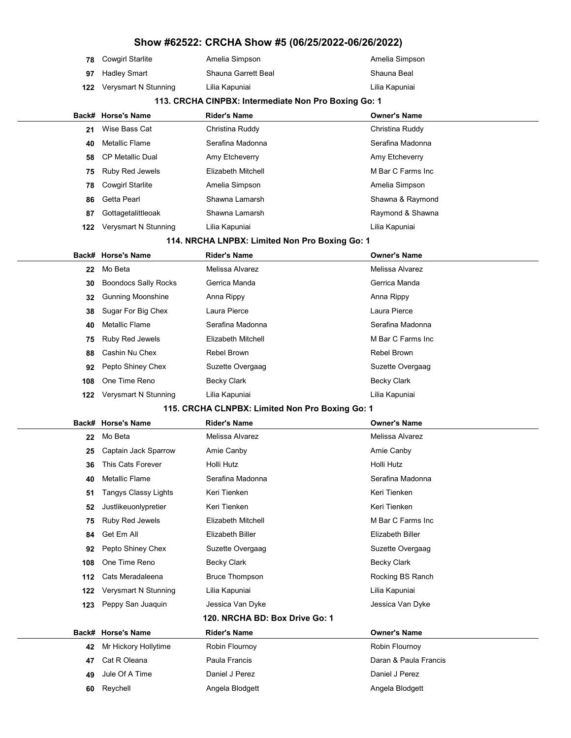# Show #62522: CRCHA Show #5 (06/25/2022-06/26/2022)

| Back# | Horse's Name | Rider's Name | Owner's Name |
|---|---|---|---|
| 78 | Cowgirl Starlite | Amelia Simpson | Amelia Simpson |
| 97 | Hadley Smart | Shauna Garrett Beal | Shauna Beal |
| 122 | Verysmart N Stunning | Lilia Kapuniai | Lilia Kapuniai |

### 113. CRCHA CINPBX: Intermediate Non Pro Boxing Go: 1

| Back# | Horse's Name | Rider's Name | Owner's Name |
|---|---|---|---|
| 21 | Wise Bass Cat | Christina Ruddy | Christina Ruddy |
| 40 | Metallic Flame | Serafina Madonna | Serafina Madonna |
| 58 | CP Metallic Dual | Amy Etcheverry | Amy Etcheverry |
| 75 | Ruby Red Jewels | Elizabeth Mitchell | M Bar C Farms Inc |
| 78 | Cowgirl Starlite | Amelia Simpson | Amelia Simpson |
| 86 | Getta Pearl | Shawna Lamarsh | Shawna & Raymond |
| 87 | Gottagetalittleoak | Shawna Lamarsh | Raymond & Shawna |
| 122 | Verysmart N Stunning | Lilia Kapuniai | Lilia Kapuniai |

### 114. NRCHA LNPBX: Limited Non Pro Boxing Go: 1

| Back# | Horse's Name | Rider's Name | Owner's Name |
|---|---|---|---|
| 22 | Mo Beta | Melissa Alvarez | Melissa Alvarez |
| 30 | Boondocs Sally Rocks | Gerrica Manda | Gerrica Manda |
| 32 | Gunning Moonshine | Anna Rippy | Anna Rippy |
| 38 | Sugar For Big Chex | Laura Pierce | Laura Pierce |
| 40 | Metallic Flame | Serafina Madonna | Serafina Madonna |
| 75 | Ruby Red Jewels | Elizabeth Mitchell | M Bar C Farms Inc |
| 88 | Cashin Nu Chex | Rebel Brown | Rebel Brown |
| 92 | Pepto Shiney Chex | Suzette Overgaag | Suzette Overgaag |
| 108 | One Time Reno | Becky Clark | Becky Clark |
| 122 | Verysmart N Stunning | Lilia Kapuniai | Lilia Kapuniai |

### 115. CRCHA CLNPBX: Limited Non Pro Boxing Go: 1

| Back# | Horse's Name | Rider's Name | Owner's Name |
|---|---|---|---|
| 22 | Mo Beta | Melissa Alvarez | Melissa Alvarez |
| 25 | Captain Jack Sparrow | Amie Canby | Amie Canby |
| 36 | This Cats Forever | Holli Hutz | Holli Hutz |
| 40 | Metallic Flame | Serafina Madonna | Serafina Madonna |
| 51 | Tangys Classy Lights | Keri Tienken | Keri Tienken |
| 52 | Justlikeuonlypretier | Keri Tienken | Keri Tienken |
| 75 | Ruby Red Jewels | Elizabeth Mitchell | M Bar C Farms Inc |
| 84 | Get Em All | Elizabeth Biller | Elizabeth Biller |
| 92 | Pepto Shiney Chex | Suzette Overgaag | Suzette Overgaag |
| 108 | One Time Reno | Becky Clark | Becky Clark |
| 112 | Cats Meradaleena | Bruce Thompson | Rocking BS Ranch |
| 122 | Verysmart N Stunning | Lilia Kapuniai | Lilia Kapuniai |
| 123 | Peppy San Juaquin | Jessica Van Dyke | Jessica Van Dyke |

### 120. NRCHA BD: Box Drive Go: 1

| Back# | Horse's Name | Rider's Name | Owner's Name |
|---|---|---|---|
| 42 | Mr Hickory Hollytime | Robin Flournoy | Robin Flournoy |
| 47 | Cat R Oleana | Paula Francis | Daran & Paula Francis |
| 49 | Jule Of A Time | Daniel J Perez | Daniel J Perez |
| 60 | Reychell | Angela Blodgett | Angela Blodgett |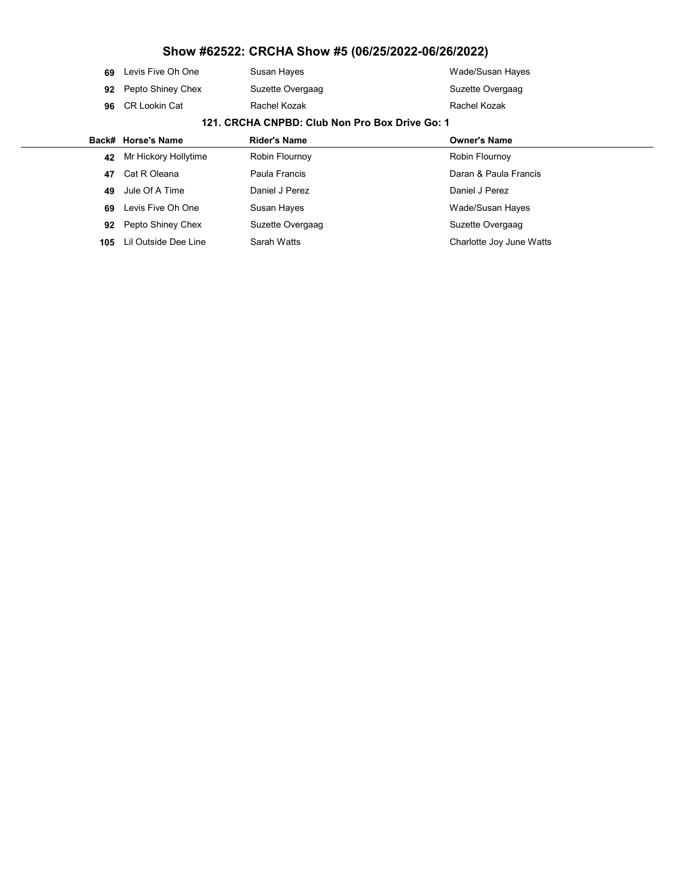# Show #62522: CRCHA Show #5 (06/25/2022-06/26/2022)

| | | | |
|---|---|---|---|
| 69 | Levis Five Oh One | Susan Hayes | Wade/Susan Hayes |
| 92 | Pepto Shiney Chex | Suzette Overgaag | Suzette Overgaag |
| 96 | CR Lookin Cat | Rachel Kozak | Rachel Kozak |

## 121. CRCHA CNPBD: Club Non Pro Box Drive Go: 1

| Back# | Horse's Name | Rider's Name | Owner's Name |
|---|---|---|---|
| 42 | Mr Hickory Hollytime | Robin Flournoy | Robin Flournoy |
| 47 | Cat R Oleana | Paula Francis | Daran & Paula Francis |
| 49 | Jule Of A Time | Daniel J Perez | Daniel J Perez |
| 69 | Levis Five Oh One | Susan Hayes | Wade/Susan Hayes |
| 92 | Pepto Shiney Chex | Suzette Overgaag | Suzette Overgaag |
| 105 | Lil Outside Dee Line | Sarah Watts | Charlotte Joy June Watts |